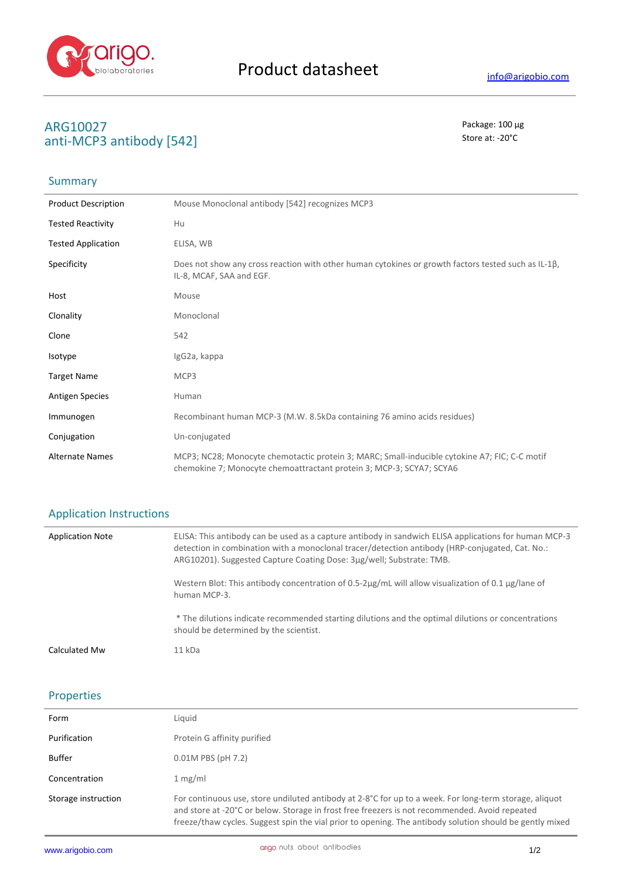# Product datasheet

info@arigobio.com

## ARG10027
## anti-MCP3 antibody [542]

Package: 100 μg
Store at: -20°C

### Summary

| | |
|---|---|
| Product Description | Mouse Monoclonal antibody [542] recognizes MCP3 |
| Tested Reactivity | Hu |
| Tested Application | ELISA, WB |
| Specificity | Does not show any cross reaction with other human cytokines or growth factors tested such as IL-1β, IL-8, MCAF, SAA and EGF. |
| Host | Mouse |
| Clonality | Monoclonal |
| Clone | 542 |
| Isotype | IgG2a, kappa |
| Target Name | MCP3 |
| Antigen Species | Human |
| Immunogen | Recombinant human MCP-3 (M.W. 8.5kDa containing 76 amino acids residues) |
| Conjugation | Un-conjugated |
| Alternate Names | MCP3; NC28; Monocyte chemotactic protein 3; MARC; Small-inducible cytokine A7; FIC; C-C motif chemokine 7; Monocyte chemoattractant protein 3; MCP-3; SCYA7; SCYA6 |

### Application Instructions

| | |
|---|---|
| Application Note | ELISA: This antibody can be used as a capture antibody in sandwich ELISA applications for human MCP-3 detection in combination with a monoclonal tracer/detection antibody (HRP-conjugated, Cat. No.: ARG10201). Suggested Capture Coating Dose: 3μg/well; Substrate: TMB.<br><br>Western Blot: This antibody concentration of 0.5-2μg/mL will allow visualization of 0.1 μg/lane of human MCP-3.<br><br>* The dilutions indicate recommended starting dilutions and the optimal dilutions or concentrations should be determined by the scientist. |
| Calculated Mw | 11 kDa |

### Properties

| | |
|---|---|
| Form | Liquid |
| Purification | Protein G affinity purified |
| Buffer | 0.01M PBS (pH 7.2) |
| Concentration | 1 mg/ml |
| Storage instruction | For continuous use, store undiluted antibody at 2-8°C for up to a week. For long-term storage, aliquot and store at -20°C or below. Storage in frost free freezers is not recommended. Avoid repeated freeze/thaw cycles. Suggest spin the vial prior to opening. The antibody solution should be gently mixed |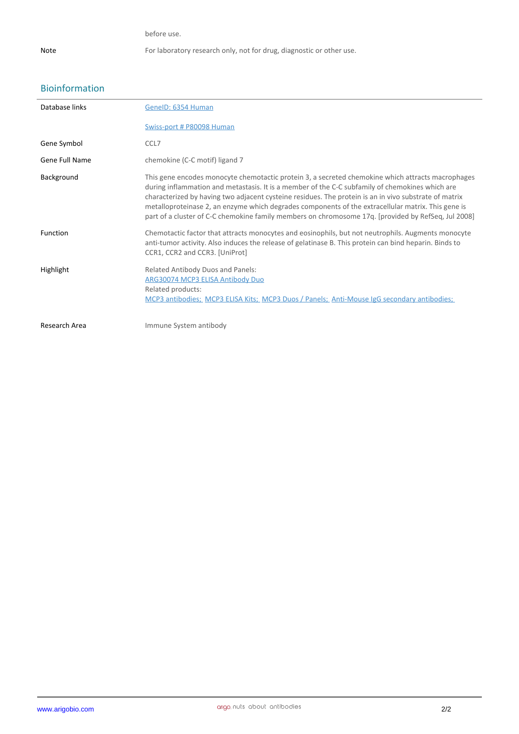| | |
|---|---|
| | before use. |
| Note | For laboratory research only, not for drug, diagnostic or other use. |

## Bioinformation

| | |
|---|---|
| Database links | GeneID: 6354 Human<br><br>Swiss-port # P80098 Human |
| Gene Symbol | CCL7 |
| Gene Full Name | chemokine (C-C motif) ligand 7 |
| Background | This gene encodes monocyte chemotactic protein 3, a secreted chemokine which attracts macrophages during inflammation and metastasis. It is a member of the C-C subfamily of chemokines which are characterized by having two adjacent cysteine residues. The protein is an in vivo substrate of matrix metalloproteinase 2, an enzyme which degrades components of the extracellular matrix. This gene is part of a cluster of C-C chemokine family members on chromosome 17q. [provided by RefSeq, Jul 2008] |
| Function | Chemotactic factor that attracts monocytes and eosinophils, but not neutrophils. Augments monocyte anti-tumor activity. Also induces the release of gelatinase B. This protein can bind heparin. Binds to CCR1, CCR2 and CCR3. [UniProt] |
| Highlight | Related Antibody Duos and Panels:<br>ARG30074 MCP3 ELISA Antibody Duo<br>Related products:<br>MCP3 antibodies; MCP3 ELISA Kits; MCP3 Duos / Panels; Anti-Mouse IgG secondary antibodies; |
| Research Area | Immune System antibody |